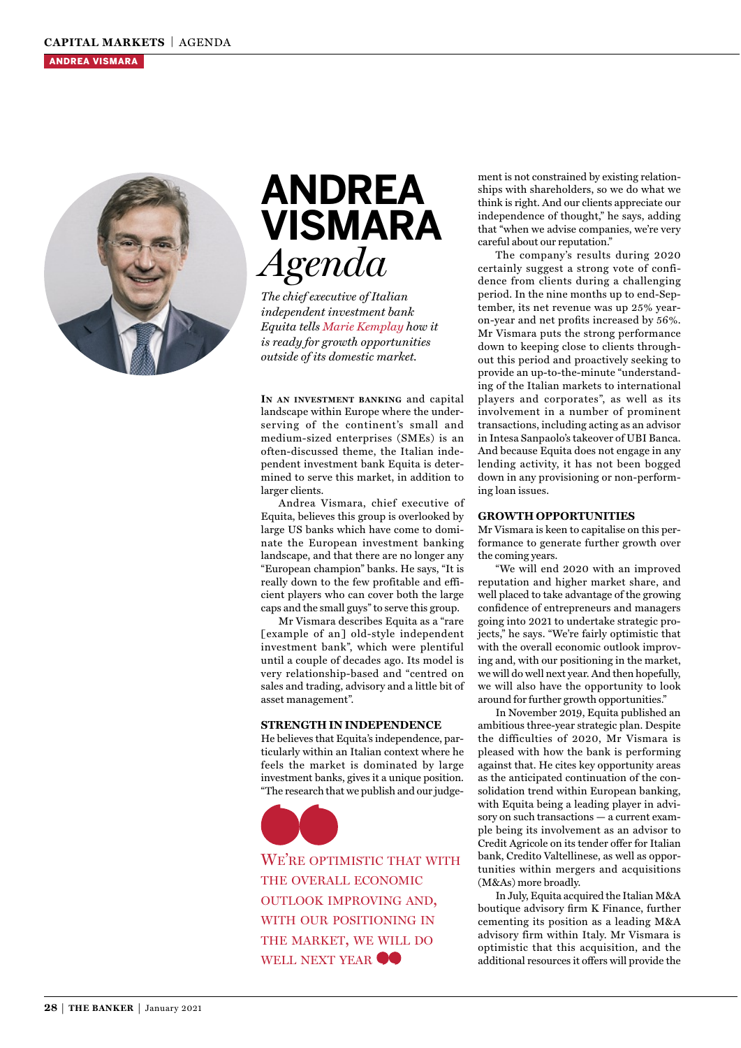# ANDREA VISMARA *Agenda*

*The chief executive of Italian independent investment bank Equita tells Marie Kemplay how it is ready for growth opportunities outside of its domestic market.*

In an investment banking and capital landscape within Europe where the underserving of the continent's small and medium-sized enterprises (SMEs) is an often-discussed theme, the Italian independent investment bank Equita is determined to serve this market, in addition to larger clients.

Andrea Vismara, chief executive of Equita, believes this group is overlooked by large US banks which have come to dominate the European investment banking landscape, and that there are no longer any "European champion" banks. He says, "It is really down to the few profitable and efficient players who can cover both the large caps and the small guys" to serve this group.

Mr Vismara describes Equita as a "rare [example of an] old-style independent investment bank", which were plentiful until a couple of decades ago. Its model is very relationship-based and "centred on sales and trading, advisory and a little bit of asset management".

### STRENGTH IN INDEPENDENCE

He believes that Equita's independence, particularly within an Italian context where he feels the market is dominated by large investment banks, gives it a unique position. "The research that we publish and our judgement is not constrained by existing relationships with shareholders, so we do what we think is right. And our clients appreciate our independence of thought," he says, adding that "when we advise companies, we're very careful about our reputation."

> We're optimistic that with the overall economic outlook improving and, with our positioning in the market, we will do well next year

The company's results during 2020 certainly suggest a strong vote of confidence from clients during a challenging period. In the nine months up to end-September, its net revenue was up 25% year-on-year and net profits increased by 56%. Mr Vismara puts the strong performance down to keeping close to clients throughout this period and proactively seeking to provide an up-to-the-minute "understanding of the Italian markets to international players and corporates", as well as its involvement in a number of prominent transactions, including acting as an advisor in Intesa Sanpaolo's takeover of UBI Banca. And because Equita does not engage in any lending activity, it has not been bogged down in any provisioning or non-performing loan issues.

### GROWTH OPPORTUNITIES

Mr Vismara is keen to capitalise on this performance to generate further growth over the coming years.

"We will end 2020 with an improved reputation and higher market share, and well placed to take advantage of the growing confidence of entrepreneurs and managers going into 2021 to undertake strategic projects," he says. "We're fairly optimistic that with the overall economic outlook improving and, with our positioning in the market, we will do well next year. And then hopefully, we will also have the opportunity to look around for further growth opportunities."

In November 2019, Equita published an ambitious three-year strategic plan. Despite the difficulties of 2020, Mr Vismara is pleased with how the bank is performing against that. He cites key opportunity areas as the anticipated continuation of the consolidation trend within European banking, with Equita being a leading player in advisory on such transactions — a current example being its involvement as an advisor to Credit Agricole on its tender offer for Italian bank, Credito Valtellinese, as well as opportunities within mergers and acquisitions (M&As) more broadly.

In July, Equita acquired the Italian M&A boutique advisory firm K Finance, further cementing its position as a leading M&A advisory firm within Italy. Mr Vismara is optimistic that this acquisition, and the additional resources it offers will provide the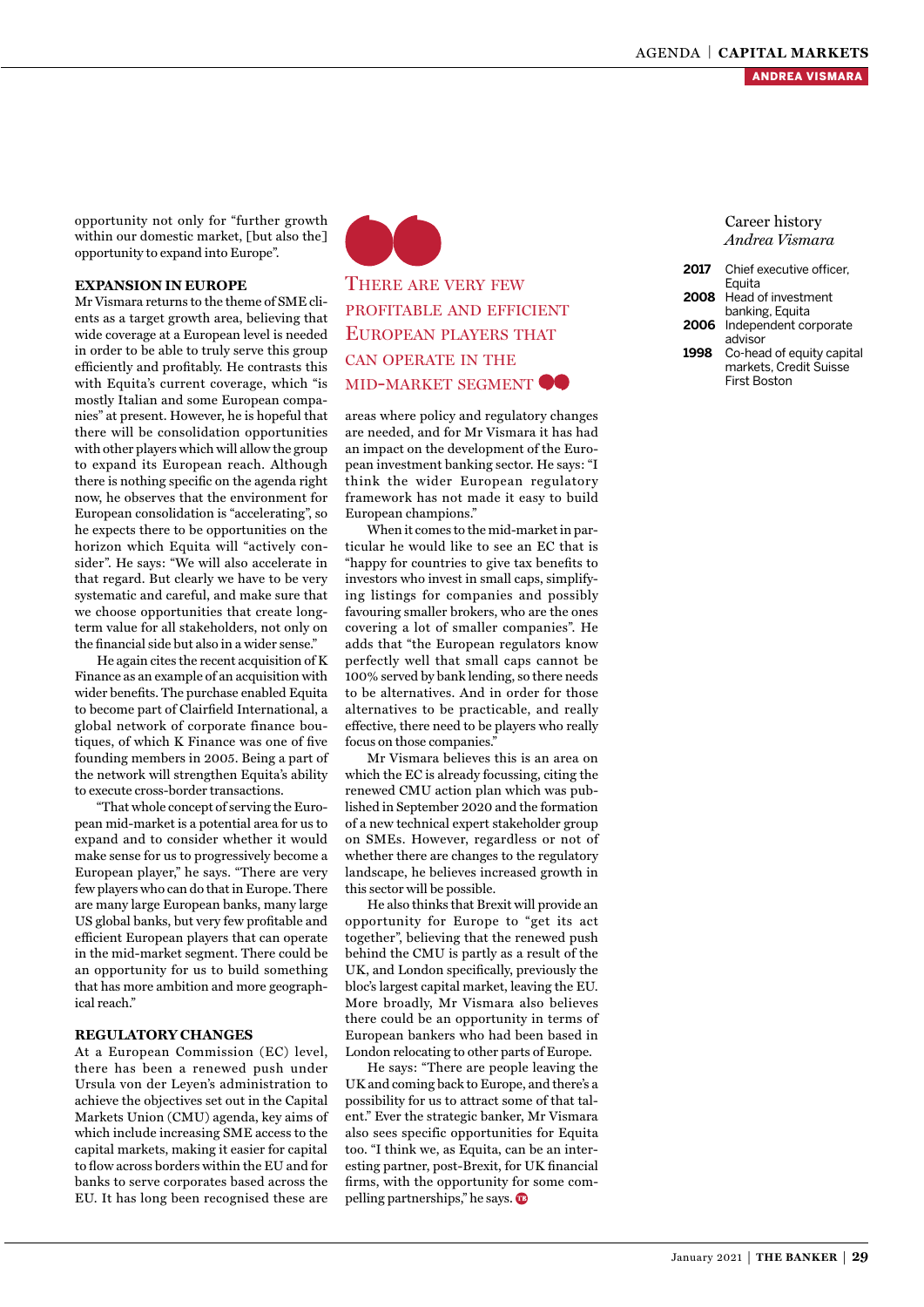opportunity not only for "further growth within our domestic market, [but also the] opportunity to expand into Europe".

## EXPANSION IN EUROPE

Mr Vismara returns to the theme of SME clients as a target growth area, believing that wide coverage at a European level is needed in order to be able to truly serve this group efficiently and profitably. He contrasts this with Equita's current coverage, which "is mostly Italian and some European companies" at present. However, he is hopeful that there will be consolidation opportunities with other players which will allow the group to expand its European reach. Although there is nothing specific on the agenda right now, he observes that the environment for European consolidation is "accelerating", so he expects there to be opportunities on the horizon which Equita will "actively consider". He says: "We will also accelerate in that regard. But clearly we have to be very systematic and careful, and make sure that we choose opportunities that create long-term value for all stakeholders, not only on the financial side but also in a wider sense."

He again cites the recent acquisition of K Finance as an example of an acquisition with wider benefits. The purchase enabled Equita to become part of Clairfield International, a global network of corporate finance boutiques, of which K Finance was one of five founding members in 2005. Being a part of the network will strengthen Equita's ability to execute cross-border transactions.

"That whole concept of serving the European mid-market is a potential area for us to expand and to consider whether it would make sense for us to progressively become a European player," he says. "There are very few players who can do that in Europe. There are many large European banks, many large US global banks, but very few profitable and efficient European players that can operate in the mid-market segment. There could be an opportunity for us to build something that has more ambition and more geographical reach."

## REGULATORY CHANGES

At a European Commission (EC) level, there has been a renewed push under Ursula von der Leyen's administration to achieve the objectives set out in the Capital Markets Union (CMU) agenda, key aims of which include increasing SME access to the capital markets, making it easier for capital to flow across borders within the EU and for banks to serve corporates based across the EU. It has long been recognised these are areas where policy and regulatory changes are needed, and for Mr Vismara it has had an impact on the development of the European investment banking sector. He says: "I think the wider European regulatory framework has not made it easy to build European champions."

> THERE ARE VERY FEW PROFITABLE AND EFFICIENT EUROPEAN PLAYERS THAT CAN OPERATE IN THE MID-MARKET SEGMENT

When it comes to the mid-market in particular he would like to see an EC that is "happy for countries to give tax benefits to investors who invest in small caps, simplifying listings for companies and possibly favouring smaller brokers, who are the ones covering a lot of smaller companies". He adds that "the European regulators know perfectly well that small caps cannot be 100% served by bank lending, so there needs to be alternatives. And in order for those alternatives to be practicable, and really effective, there need to be players who really focus on those companies."

Mr Vismara believes this is an area on which the EC is already focussing, citing the renewed CMU action plan which was published in September 2020 and the formation of a new technical expert stakeholder group on SMEs. However, regardless or not of whether there are changes to the regulatory landscape, he believes increased growth in this sector will be possible.

He also thinks that Brexit will provide an opportunity for Europe to "get its act together", believing that the renewed push behind the CMU is partly as a result of the UK, and London specifically, previously the bloc's largest capital market, leaving the EU. More broadly, Mr Vismara also believes there could be an opportunity in terms of European bankers who had been based in London relocating to other parts of Europe.

He says: "There are people leaving the UK and coming back to Europe, and there's a possibility for us to attract some of that talent." Ever the strategic banker, Mr Vismara also sees specific opportunities for Equita too. "I think we, as Equita, can be an interesting partner, post-Brexit, for UK financial firms, with the opportunity for some compelling partnerships," he says.

### Career history
*Andrea Vismara*

- **2017** Chief executive officer, Equita
- **2008** Head of investment banking, Equita
- **2006** Independent corporate advisor
- **1998** Co-head of equity capital markets, Credit Suisse First Boston